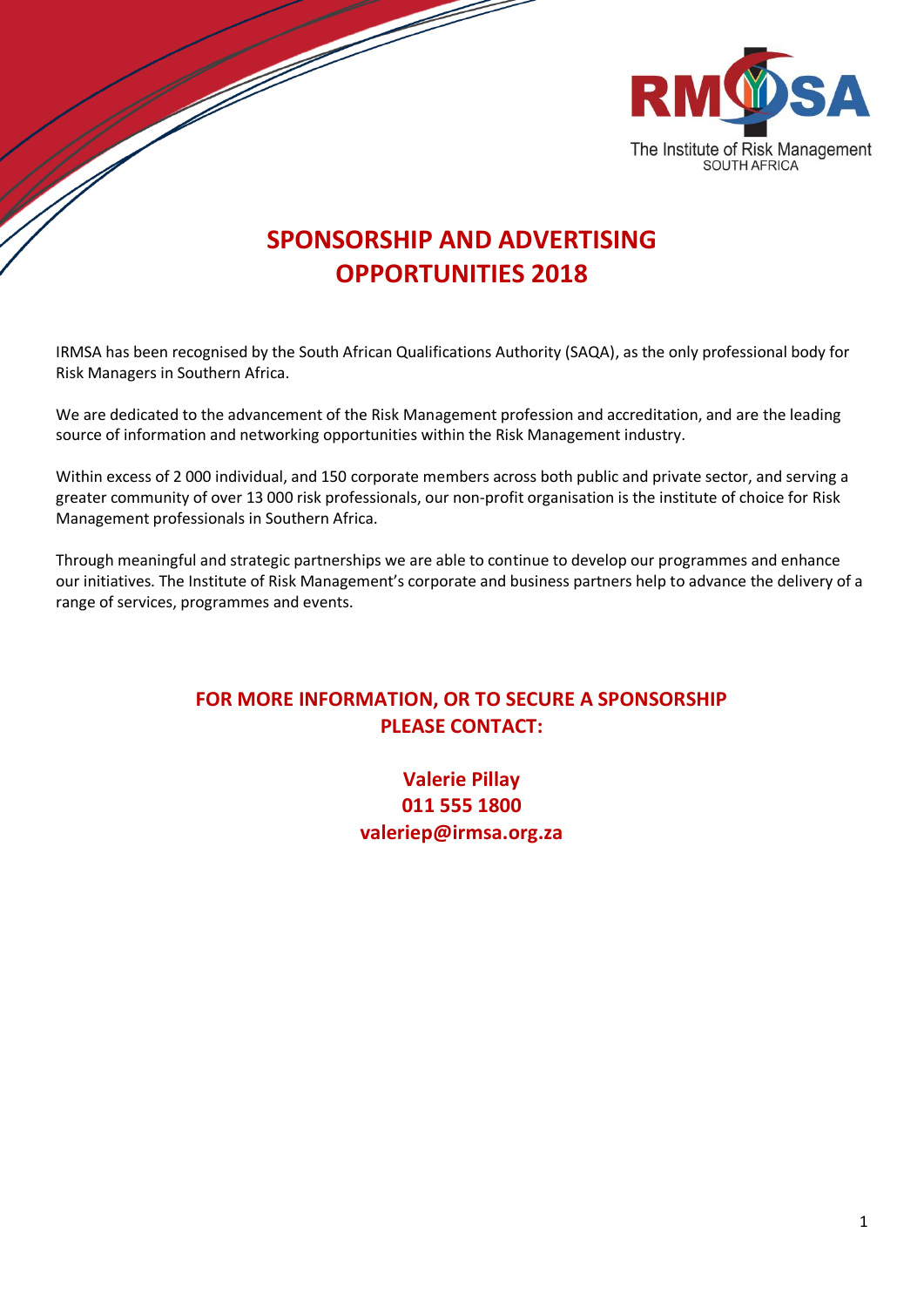# SPONSORSHIP AND ADVERTISING OPPORTUNITIES 2018

IRMSA has been recognised by the South African Qualifications Authority (SAQA), as the only professional body for Risk Managers in Southern Africa.

We are dedicated to the advancement of the Risk Management profession and accreditation, and are the leading source of information and networking opportunities within the Risk Management industry.

Within excess of 2 000 individual, and 150 corporate members across both public and private sector, and serving a greater community of over 13 000 risk professionals, our non-profit organisation is the institute of choice for Risk Management professionals in Southern Africa.

Through meaningful and strategic partnerships we are able to continue to develop our programmes and enhance our initiatives. The Institute of Risk Management's corporate and business partners help to advance the delivery of a range of services, programmes and events.

## FOR MORE INFORMATION, OR TO SECURE A SPONSORSHIP PLEASE CONTACT:

**Valerie Pillay**
**011 555 1800**
**valeriep@irmsa.org.za**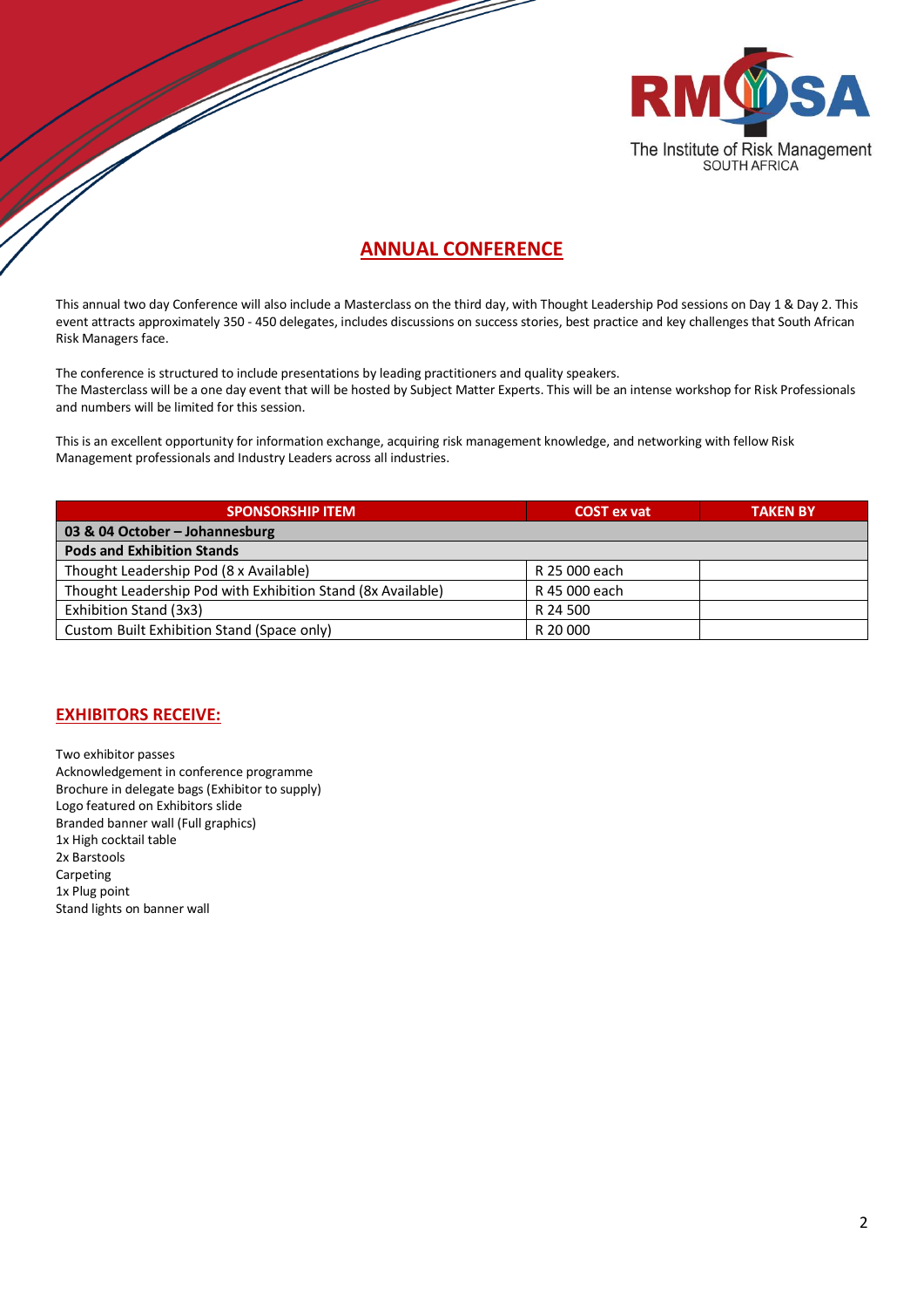The Institute of Risk Management
SOUTH AFRICA

# ANNUAL CONFERENCE

This annual two day Conference will also include a Masterclass on the third day, with Thought Leadership Pod sessions on Day 1 & Day 2. This event attracts approximately 350 - 450 delegates, includes discussions on success stories, best practice and key challenges that South African Risk Managers face.

The conference is structured to include presentations by leading practitioners and quality speakers.
The Masterclass will be a one day event that will be hosted by Subject Matter Experts. This will be an intense workshop for Risk Professionals and numbers will be limited for this session.

This is an excellent opportunity for information exchange, acquiring risk management knowledge, and networking with fellow Risk Management professionals and Industry Leaders across all industries.

| SPONSORSHIP ITEM | COST ex vat | TAKEN BY |
|---|---|---|
| **03 & 04 October – Johannesburg** | | |
| **Pods and Exhibition Stands** | | |
| Thought Leadership Pod (8 x Available) | R 25 000 each | |
| Thought Leadership Pod with Exhibition Stand (8x Available) | R 45 000 each | |
| Exhibition Stand (3x3) | R 24 500 | |
| Custom Built Exhibition Stand (Space only) | R 20 000 | |

## EXHIBITORS RECEIVE:

Two exhibitor passes
Acknowledgement in conference programme
Brochure in delegate bags (Exhibitor to supply)
Logo featured on Exhibitors slide
Branded banner wall (Full graphics)
1x High cocktail table
2x Barstools
Carpeting
1x Plug point
Stand lights on banner wall